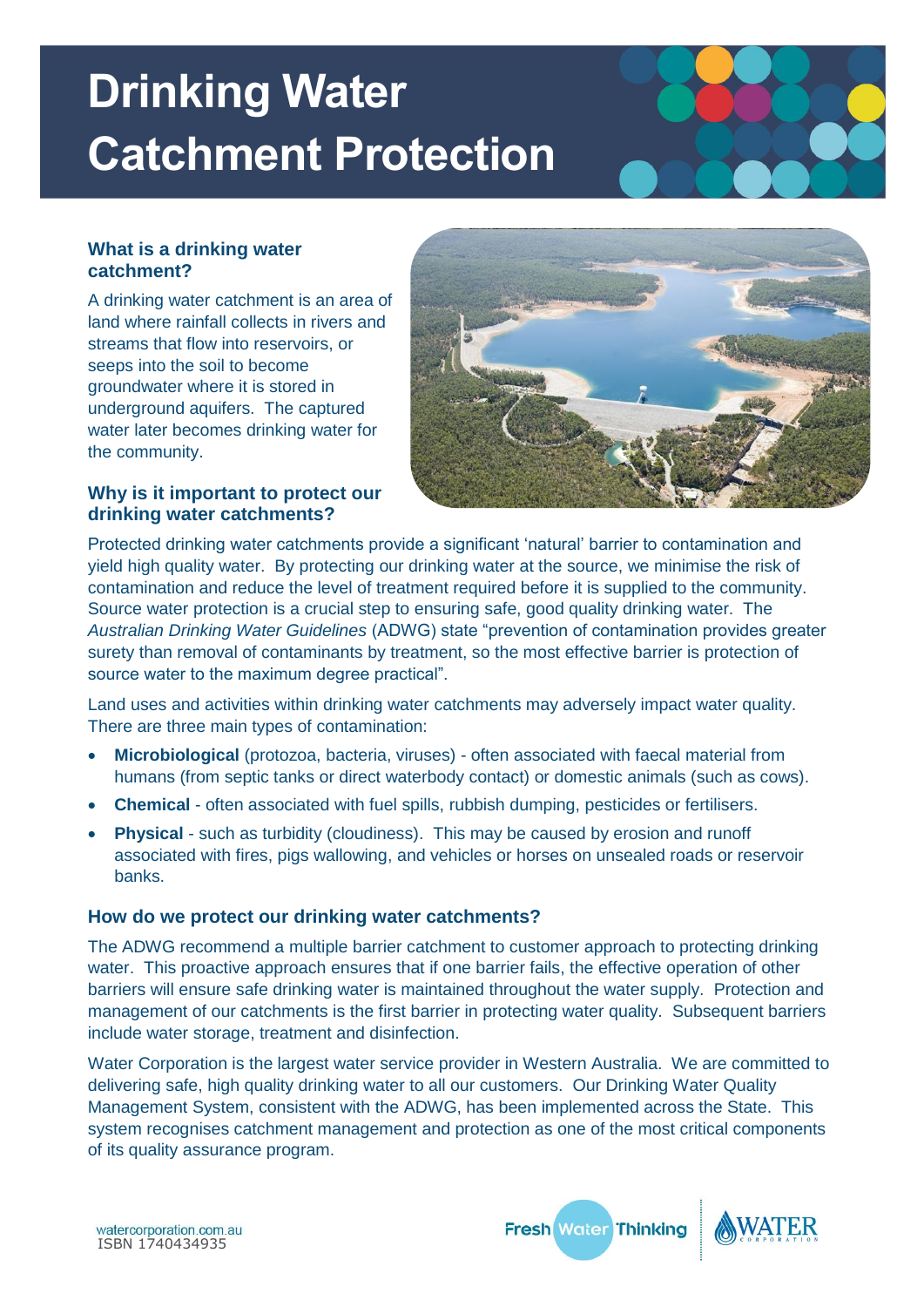# Drinking Water Catchment Protection

### What is a drinking water catchment?

A drinking water catchment is an area of land where rainfall collects in rivers and streams that flow into reservoirs, or seeps into the soil to become groundwater where it is stored in underground aquifers. The captured water later becomes drinking water for the community.

### Why is it important to protect our drinking water catchments?

Protected drinking water catchments provide a significant 'natural' barrier to contamination and yield high quality water. By protecting our drinking water at the source, we minimise the risk of contamination and reduce the level of treatment required before it is supplied to the community. Source water protection is a crucial step to ensuring safe, good quality drinking water. The *Australian Drinking Water Guidelines* (ADWG) state "prevention of contamination provides greater surety than removal of contaminants by treatment, so the most effective barrier is protection of source water to the maximum degree practical".

Land uses and activities within drinking water catchments may adversely impact water quality. There are three main types of contamination:

- **Microbiological** (protozoa, bacteria, viruses) - often associated with faecal material from humans (from septic tanks or direct waterbody contact) or domestic animals (such as cows).
- **Chemical** - often associated with fuel spills, rubbish dumping, pesticides or fertilisers.
- **Physical** - such as turbidity (cloudiness). This may be caused by erosion and runoff associated with fires, pigs wallowing, and vehicles or horses on unsealed roads or reservoir banks.

### How do we protect our drinking water catchments?

The ADWG recommend a multiple barrier catchment to customer approach to protecting drinking water. This proactive approach ensures that if one barrier fails, the effective operation of other barriers will ensure safe drinking water is maintained throughout the water supply. Protection and management of our catchments is the first barrier in protecting water quality. Subsequent barriers include water storage, treatment and disinfection.

Water Corporation is the largest water service provider in Western Australia. We are committed to delivering safe, high quality drinking water to all our customers. Our Drinking Water Quality Management System, consistent with the ADWG, has been implemented across the State. This system recognises catchment management and protection as one of the most critical components of its quality assurance program.

watercorporation.com.au
ISBN 1740434935

Fresh Water Thinking

WATER CORPORATION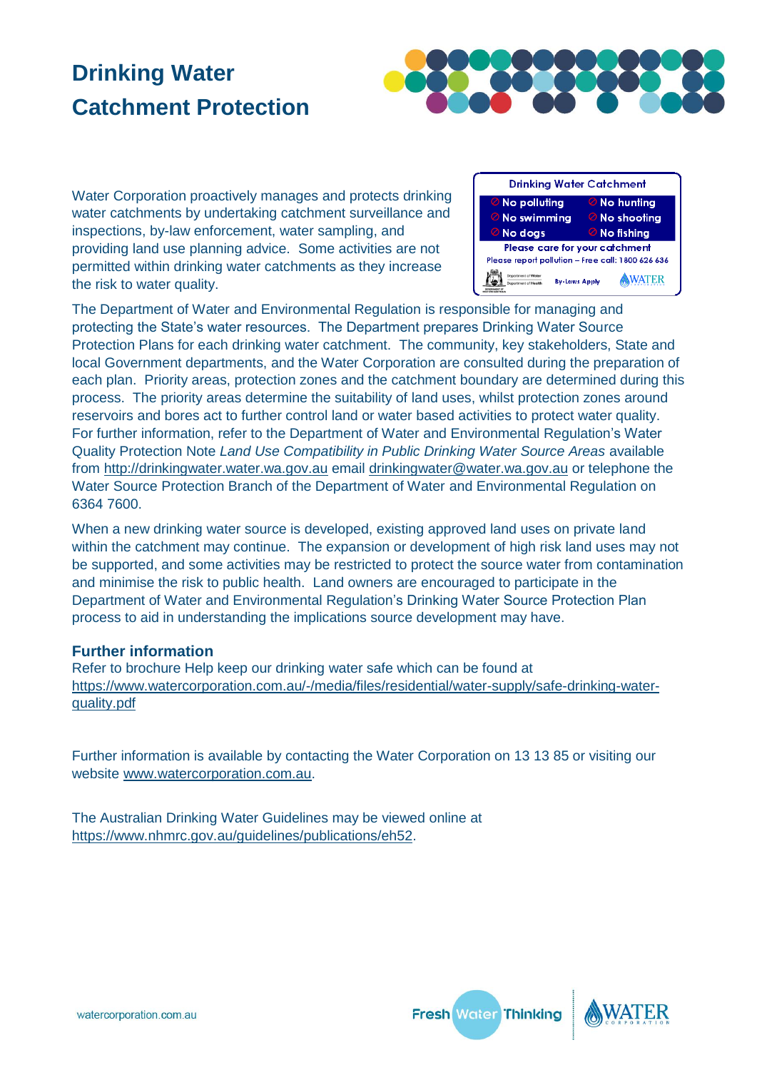# Drinking Water Catchment Protection

Drinking Water Catchment

No polluting | No hunting
No swimming | No shooting
No dogs | No fishing

Please care for your catchment
Please report pollution – Free call: 1800 626 636

By-Laws Apply

Water Corporation proactively manages and protects drinking water catchments by undertaking catchment surveillance and inspections, by-law enforcement, water sampling, and providing land use planning advice. Some activities are not permitted within drinking water catchments as they increase the risk to water quality.

The Department of Water and Environmental Regulation is responsible for managing and protecting the State's water resources. The Department prepares Drinking Water Source Protection Plans for each drinking water catchment. The community, key stakeholders, State and local Government departments, and the Water Corporation are consulted during the preparation of each plan. Priority areas, protection zones and the catchment boundary are determined during this process. The priority areas determine the suitability of land uses, whilst protection zones around reservoirs and bores act to further control land or water based activities to protect water quality. For further information, refer to the Department of Water and Environmental Regulation's Water Quality Protection Note *Land Use Compatibility in Public Drinking Water Source Areas* available from http://drinkingwater.water.wa.gov.au email drinkingwater@water.wa.gov.au or telephone the Water Source Protection Branch of the Department of Water and Environmental Regulation on 6364 7600.

When a new drinking water source is developed, existing approved land uses on private land within the catchment may continue. The expansion or development of high risk land uses may not be supported, and some activities may be restricted to protect the source water from contamination and minimise the risk to public health. Land owners are encouraged to participate in the Department of Water and Environmental Regulation's Drinking Water Source Protection Plan process to aid in understanding the implications source development may have.

## Further information

Refer to brochure Help keep our drinking water safe which can be found at https://www.watercorporation.com.au/-/media/files/residential/water-supply/safe-drinking-water-quality.pdf

Further information is available by contacting the Water Corporation on 13 13 85 or visiting our website www.watercorporation.com.au.

The Australian Drinking Water Guidelines may be viewed online at https://www.nhmrc.gov.au/guidelines/publications/eh52.